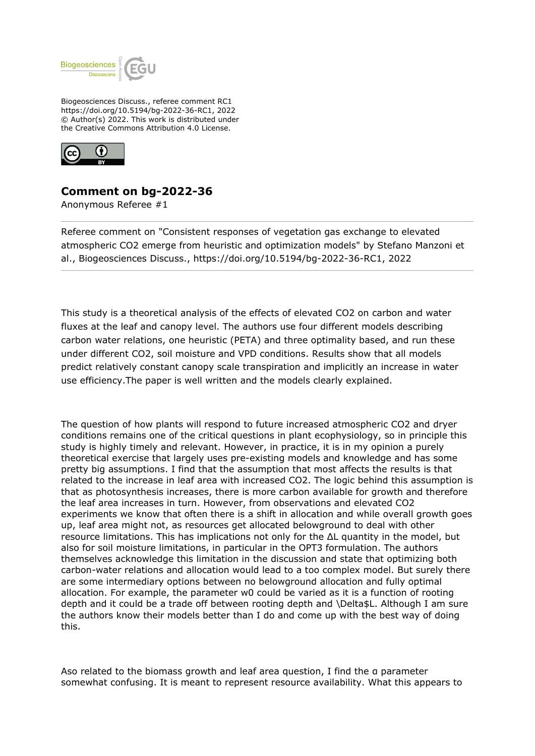Biogeosciences Discuss., referee comment RC1
https://doi.org/10.5194/bg-2022-36-RC1, 2022
© Author(s) 2022. This work is distributed under
the Creative Commons Attribution 4.0 License.

## Comment on bg-2022-36

Anonymous Referee #1

Referee comment on "Consistent responses of vegetation gas exchange to elevated atmospheric CO2 emerge from heuristic and optimization models" by Stefano Manzoni et al., Biogeosciences Discuss., https://doi.org/10.5194/bg-2022-36-RC1, 2022

---

This study is a theoretical analysis of the effects of elevated CO2 on carbon and water fluxes at the leaf and canopy level. The authors use four different models describing carbon water relations, one heuristic (PETA) and three optimality based, and run these under different CO2, soil moisture and VPD conditions. Results show that all models predict relatively constant canopy scale transpiration and implicitly an increase in water use efficiency.The paper is well written and the models clearly explained.

The question of how plants will respond to future increased atmospheric CO2 and dryer conditions remains one of the critical questions in plant ecophysiology, so in principle this study is highly timely and relevant. However, in practice, it is in my opinion a purely theoretical exercise that largely uses pre-existing models and knowledge and has some pretty big assumptions. I find that the assumption that most affects the results is that related to the increase in leaf area with increased CO2. The logic behind this assumption is that as photosynthesis increases, there is more carbon available for growth and therefore the leaf area increases in turn. However, from observations and elevated CO2 experiments we know that often there is a shift in allocation and while overall growth goes up, leaf area might not, as resources get allocated belowground to deal with other resource limitations. This has implications not only for the ΔL quantity in the model, but also for soil moisture limitations, in particular in the OPT3 formulation. The authors themselves acknowledge this limitation in the discussion and state that optimizing both carbon-water relations and allocation would lead to a too complex model. But surely there are some intermediary options between no belowground allocation and fully optimal allocation. For example, the parameter w0 could be varied as it is a function of rooting depth and it could be a trade off between rooting depth and \Delta$L. Although I am sure the authors know their models better than I do and come up with the best way of doing this.

Aso related to the biomass growth and leaf area question, I find the α parameter somewhat confusing. It is meant to represent resource availability. What this appears to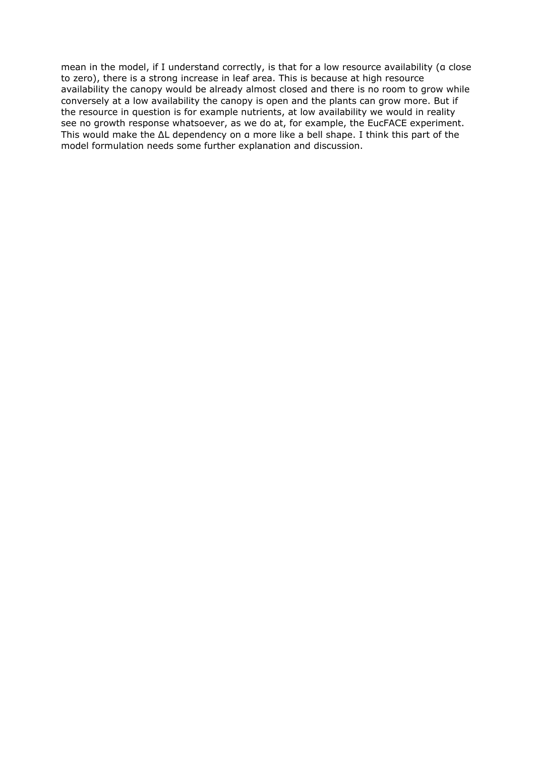mean in the model, if I understand correctly, is that for a low resource availability ($\alpha$ close to zero), there is a strong increase in leaf area. This is because at high resource availability the canopy would be already almost closed and there is no room to grow while conversely at a low availability the canopy is open and the plants can grow more. But if the resource in question is for example nutrients, at low availability we would in reality see no growth response whatsoever, as we do at, for example, the EucFACE experiment. This would make the $\Delta L$ dependency on $\alpha$ more like a bell shape. I think this part of the model formulation needs some further explanation and discussion.